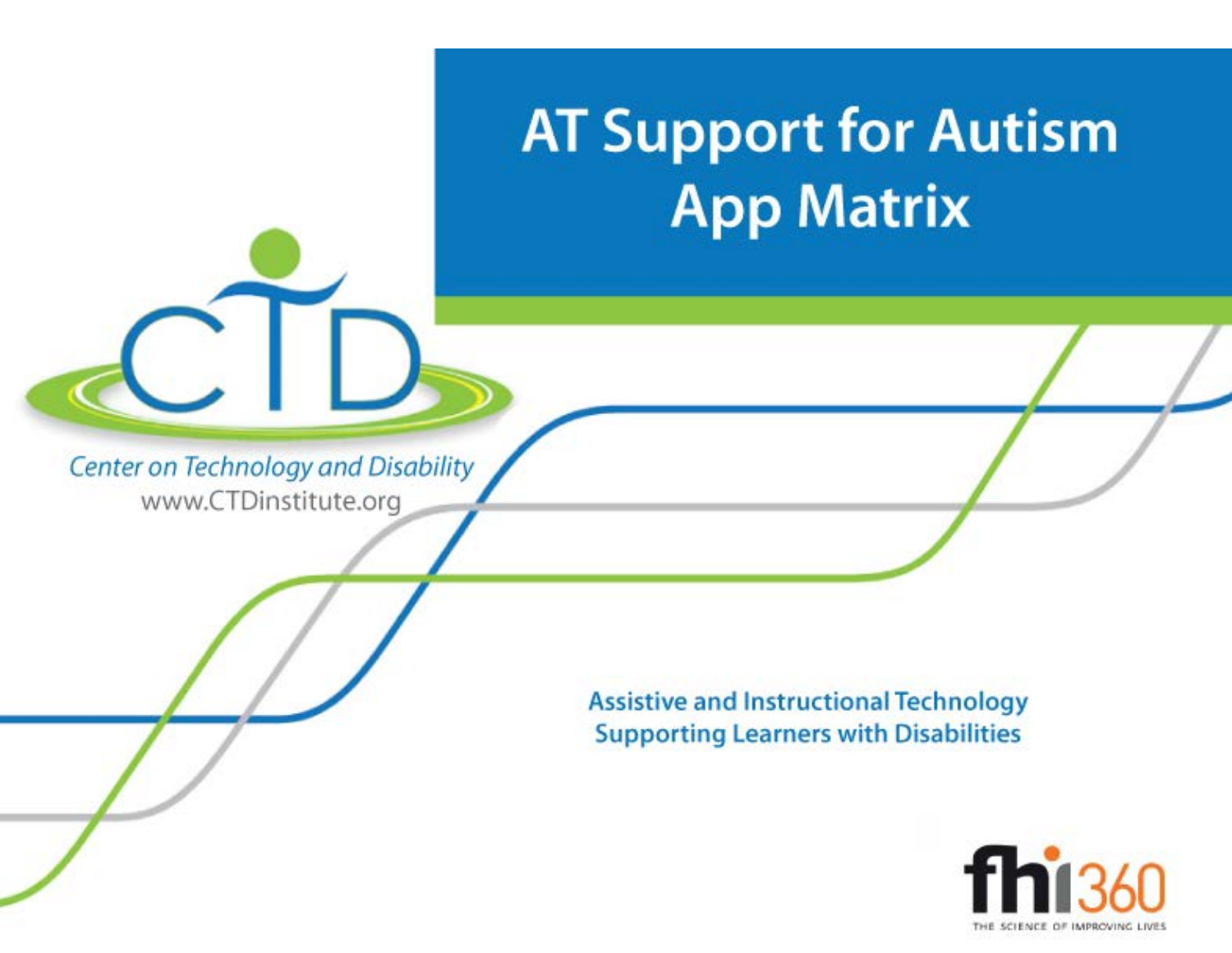# AT Support for Autism App Matrix

Center on Technology and Disability
www.CTDinstitute.org

**Assistive and Instructional Technology Supporting Learners with Disabilities**

fhi360
THE SCIENCE OF IMPROVING LIVES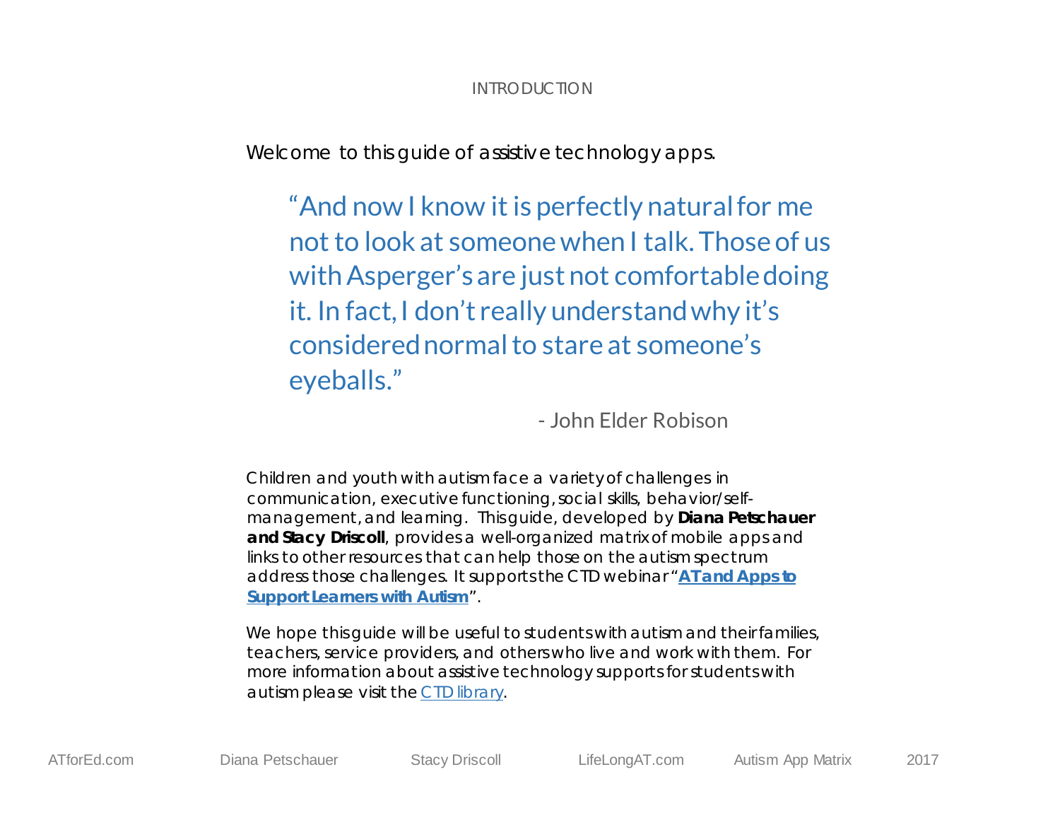## INTRODUCTION

Welcome to this guide of assistive technology apps.

> "And now I know it is perfectly natural for me not to look at someone when I talk. Those of us with Asperger's are just not comfortable doing it. In fact, I don't really understand why it's considered normal to stare at someone's eyeballs."
>
> - John Elder Robison

Children and youth with autism face a variety of challenges in communication, executive functioning, social skills, behavior/self-management, and learning. This guide, developed by **Diana Petschauer and Stacy Driscoll**, provides a well-organized matrix of mobile apps and links to other resources that can help those on the autism spectrum address those challenges. It supports the CTD webinar "**AT and Apps to Support Learners with Autism**".

We hope this guide will be useful to students with autism and their families, teachers, service providers, and others who live and work with them. For more information about assistive technology supports for students with autism please visit the CTD library.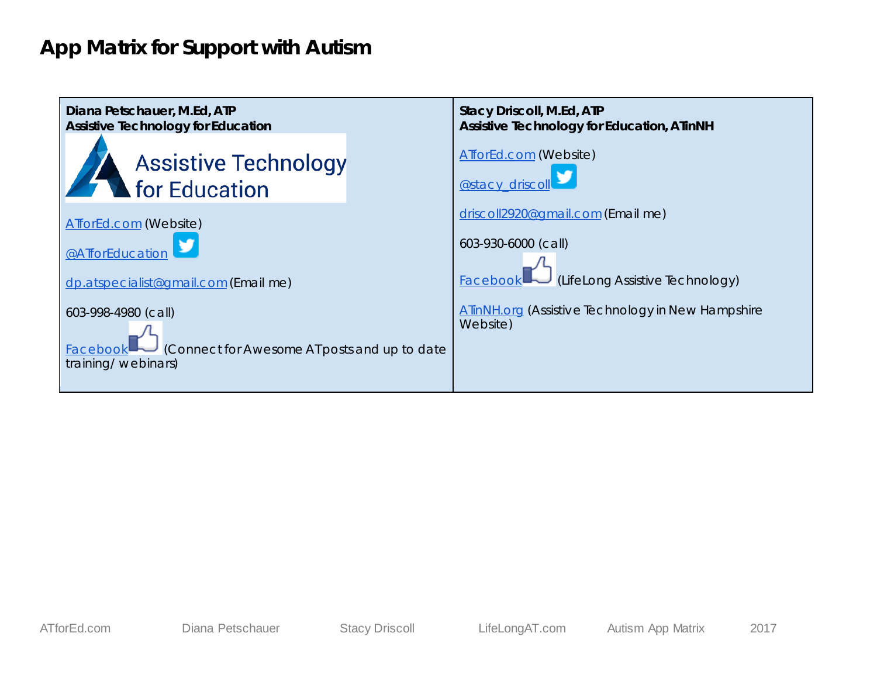# App Matrix for Support with Autism

| **Diana Petschauer, M.Ed, ATP**<br>**Assistive Technology for Education** | **Stacy Driscoll, M.Ed, ATP**<br>**Assistive Technology for Education, ATinNH** |
|---|---|
| Assistive Technology for Education<br><br>ATforEd.com (Website)<br><br>@ATforEducation<br><br>dp.atspecialist@gmail.com (Email me)<br><br>603-998-4980 (call)<br><br>Facebook (Connect for Awesome AT posts and up to date training/ webinars) | ATforEd.com (Website)<br><br>@stacy_driscoll<br><br>driscoll2920@gmail.com (Email me)<br><br>603-930-6000 (call)<br><br>Facebook (LifeLong Assistive Technology)<br><br>ATinNH.org (Assistive Technology in New Hampshire Website) |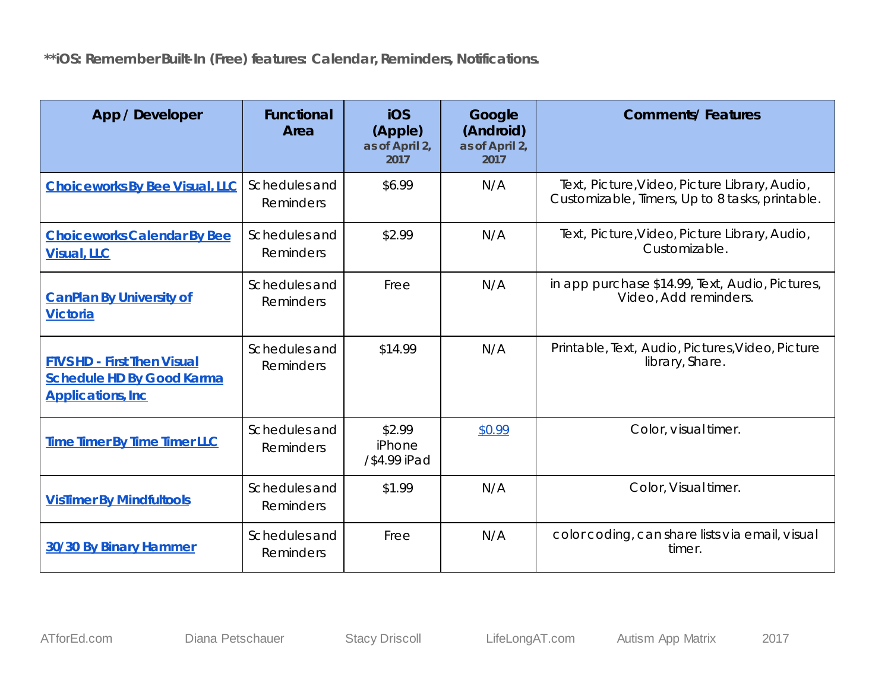**iOS: Remember Built-In (Free) features: Calendar, Reminders, Notifications.**

| App / Developer | Functional Area | iOS (Apple) as of April 2, 2017 | Google (Android) as of April 2, 2017 | Comments/ Features |
|---|---|---|---|---|
| Choiceworks By Bee Visual, LLC | Schedules and Reminders | $6.99 | N/A | Text, Picture,Video, Picture Library, Audio, Customizable, Timers, Up to 8 tasks, printable. |
| Choiceworks Calendar By Bee Visual, LLC | Schedules and Reminders | $2.99 | N/A | Text, Picture,Video, Picture Library, Audio, Customizable. |
| CanPlan By University of Victoria | Schedules and Reminders | Free | N/A | in app purchase $14.99, Text, Audio, Pictures, Video, Add reminders. |
| FTVS HD - First Then Visual Schedule HD By Good Karma Applications, Inc | Schedules and Reminders | $14.99 | N/A | Printable, Text, Audio, Pictures,Video, Picture library, Share. |
| Time Timer By Time Timer LLC | Schedules and Reminders | $2.99 iPhone /$4.99 iPad | $0.99 | Color, visual timer. |
| VisTimer By Mindfultools | Schedules and Reminders | $1.99 | N/A | Color, Visual timer. |
| 30/30 By Binary Hammer | Schedules and Reminders | Free | N/A | color coding, can share lists via email, visual timer. |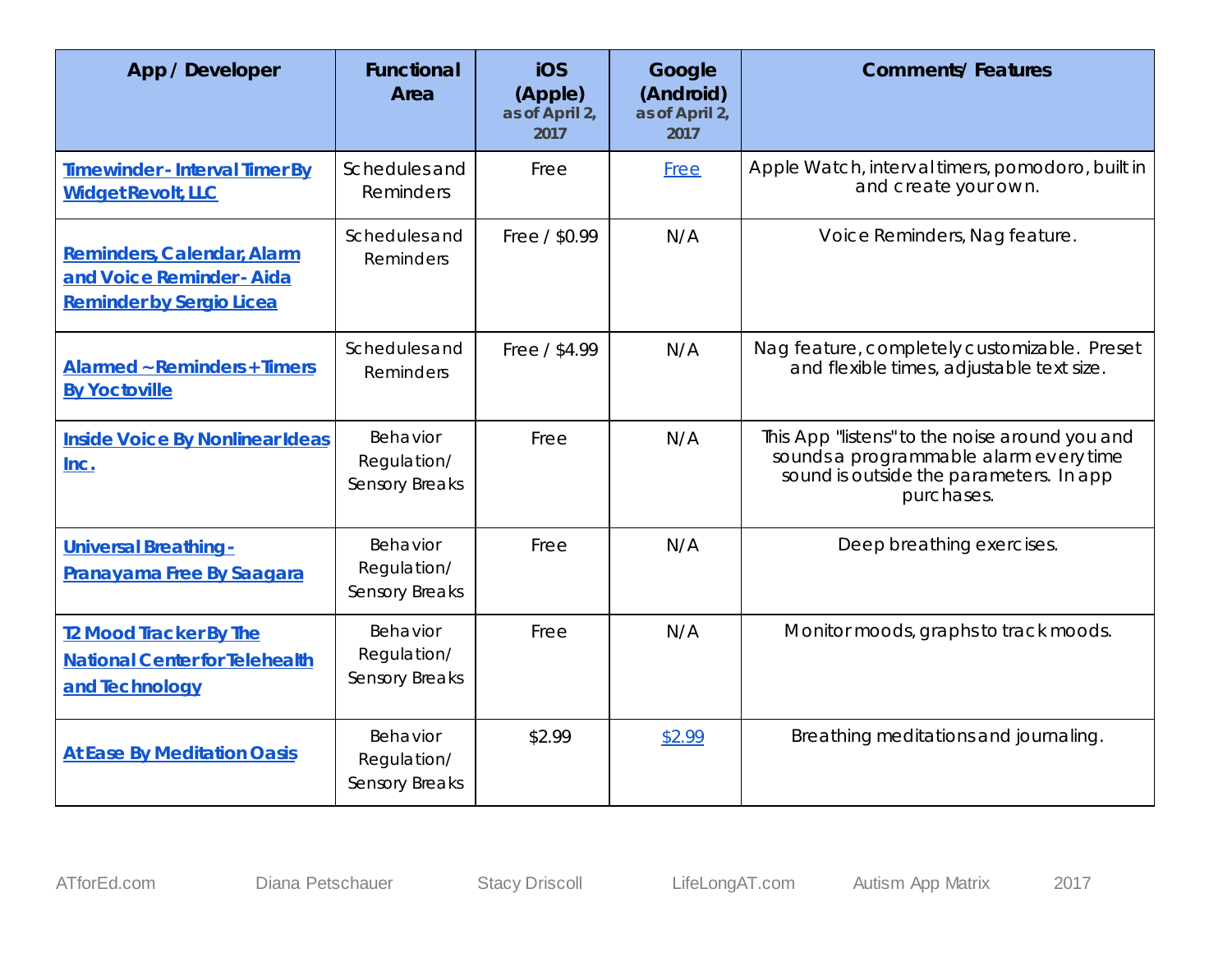| App / Developer | Functional Area | iOS (Apple) as of April 2, 2017 | Google (Android) as of April 2, 2017 | Comments/ Features |
|---|---|---|---|---|
| Timewinder - Interval Timer By Widget Revolt, LLC | Schedules and Reminders | Free | Free | Apple Watch, interval timers, pomodoro, built in and create your own. |
| Reminders, Calendar, Alarm and Voice Reminder - Aida Reminder by Sergio Licea | Schedules and Reminders | Free / $0.99 | N/A | Voice Reminders, Nag feature. |
| Alarmed ~ Reminders + Timers By Yoctoville | Schedules and Reminders | Free / $4.99 | N/A | Nag feature, completely customizable. Preset and flexible times, adjustable text size. |
| Inside Voice By Nonlinear Ideas Inc. | Behavior Regulation/ Sensory Breaks | Free | N/A | This App "listens" to the noise around you and sounds a programmable alarm every time sound is outside the parameters. In app purchases. |
| Universal Breathing - Pranayama Free By Saagara | Behavior Regulation/ Sensory Breaks | Free | N/A | Deep breathing exercises. |
| T2 Mood Tracker By The National Center for Telehealth and Technology | Behavior Regulation/ Sensory Breaks | Free | N/A | Monitor moods, graphs to track moods. |
| At Ease By Meditation Oasis | Behavior Regulation/ Sensory Breaks | $2.99 | $2.99 | Breathing meditations and journaling. |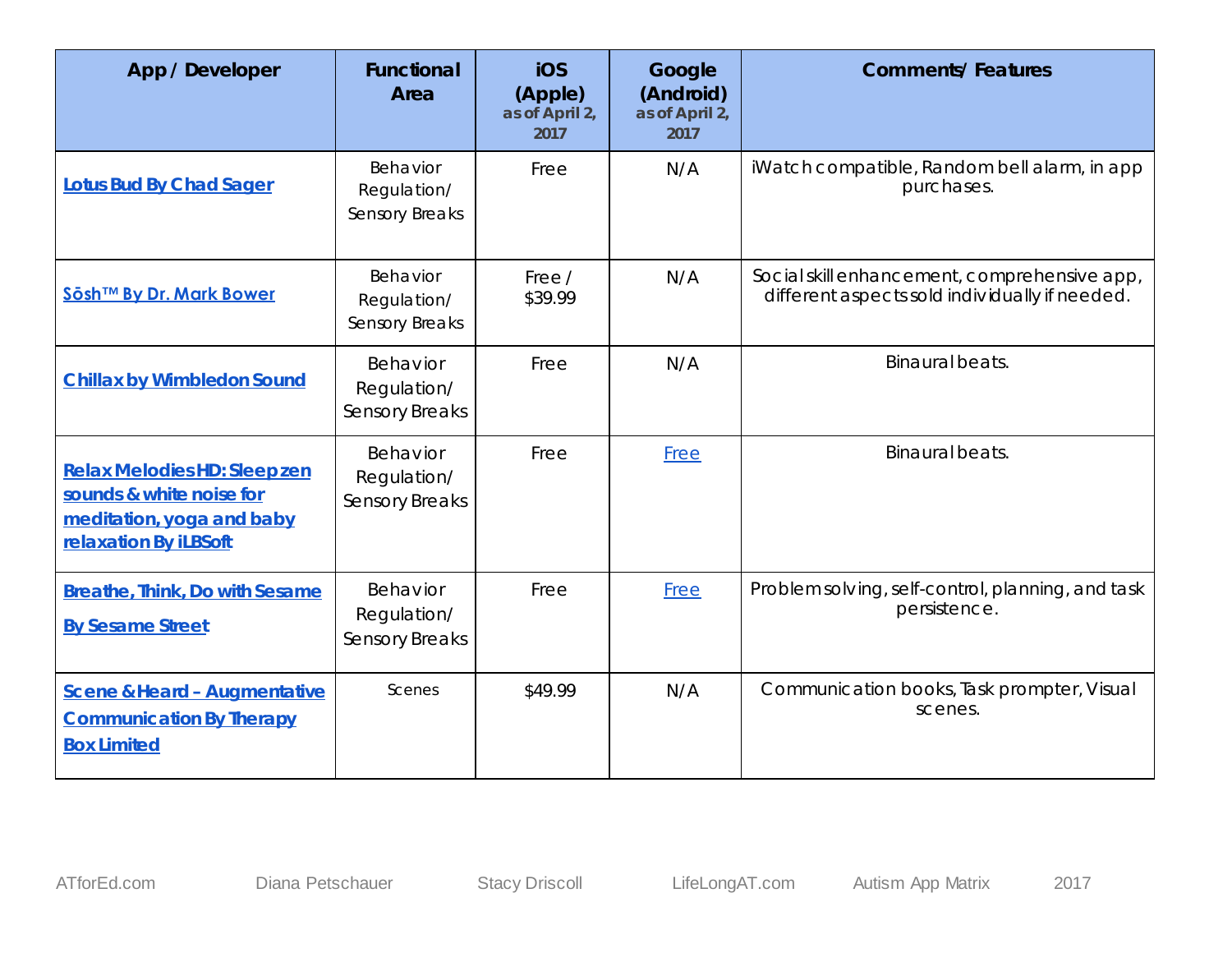| App / Developer | Functional Area | iOS (Apple) as of April 2, 2017 | Google (Android) as of April 2, 2017 | Comments/ Features |
|---|---|---|---|---|
| Lotus Bud By Chad Sager | Behavior Regulation/ Sensory Breaks | Free | N/A | iWatch compatible, Random bell alarm, in app purchases. |
| Sōsh™ By Dr. Mark Bower | Behavior Regulation/ Sensory Breaks | Free / $39.99 | N/A | Social skill enhancement, comprehensive app, different aspects sold individually if needed. |
| Chillax by Wimbledon Sound | Behavior Regulation/ Sensory Breaks | Free | N/A | Binaural beats. |
| Relax Melodies HD: Sleep zen sounds & white noise for meditation, yoga and baby relaxation By iLBSoft | Behavior Regulation/ Sensory Breaks | Free | Free | Binaural beats. |
| Breathe, Think, Do with Sesame By Sesame Street | Behavior Regulation/ Sensory Breaks | Free | Free | Problem solving, self-control, planning, and task persistence. |
| Scene & Heard – Augmentative Communication By Therapy Box Limited | Scenes | $49.99 | N/A | Communication books, Task prompter, Visual scenes. |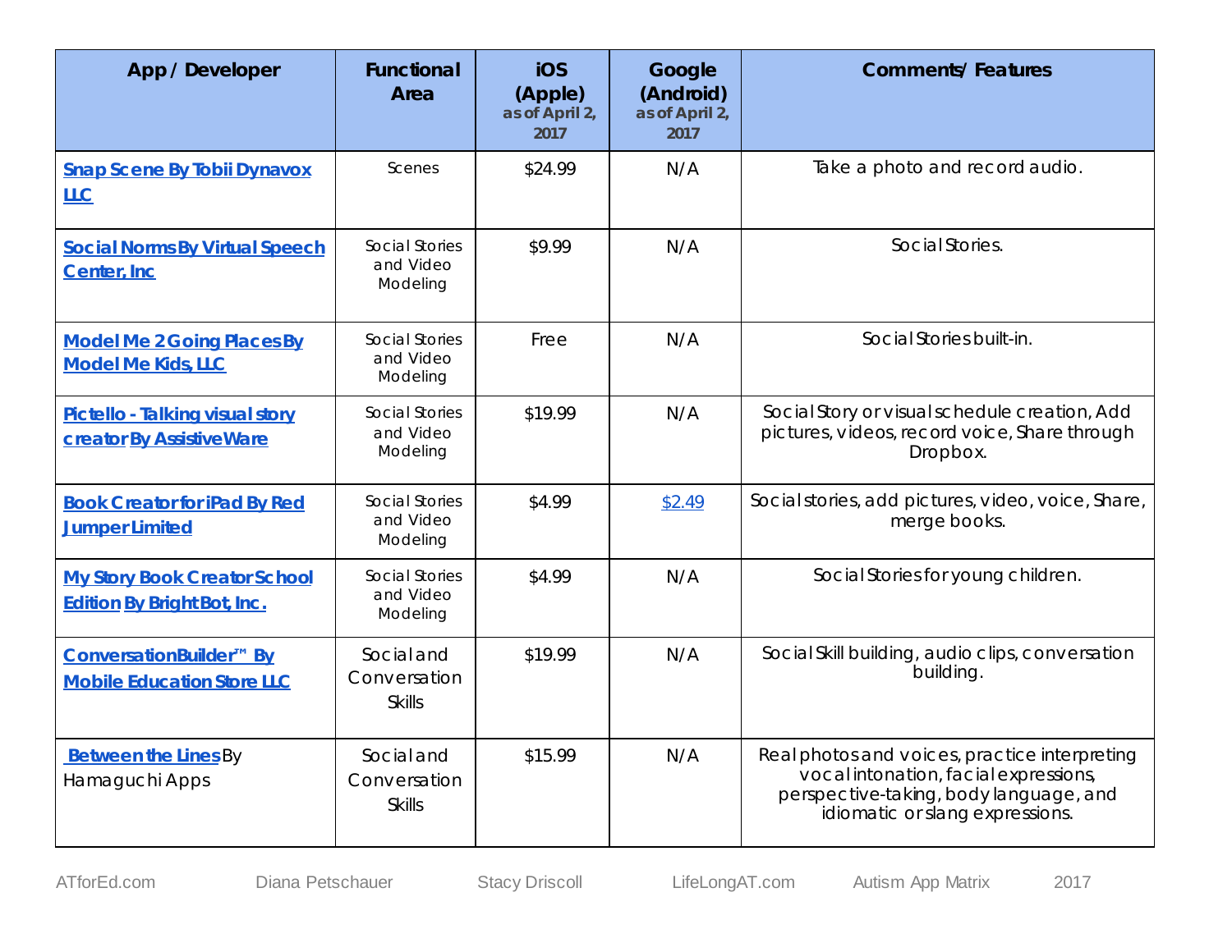| App / Developer | Functional Area | iOS (Apple) as of April 2, 2017 | Google (Android) as of April 2, 2017 | Comments/ Features |
|---|---|---|---|---|
| **Snap Scene By Tobii Dynavox LLC** | Scenes | $24.99 | N/A | Take a photo and record audio. |
| **Social Norms By Virtual Speech Center, Inc** | Social Stories and Video Modeling | $9.99 | N/A | Social Stories. |
| **Model Me 2 Going Places By Model Me Kids, LLC** | Social Stories and Video Modeling | Free | N/A | Social Stories built-in. |
| **Pictello - Talking visual story creator By AssistiveWare** | Social Stories and Video Modeling | $19.99 | N/A | Social Story or visual schedule creation, Add pictures, videos, record voice, Share through Dropbox. |
| **Book Creator for iPad By Red Jumper Limited** | Social Stories and Video Modeling | $4.99 | $2.49 | Social stories, add pictures, video, voice, Share, merge books. |
| **My Story Book Creator School Edition By Bright Bot, Inc.** | Social Stories and Video Modeling | $4.99 | N/A | Social Stories for young children. |
| **ConversationBuilder™ By Mobile Education Store LLC** | Social and Conversation Skills | $19.99 | N/A | Social Skill building, audio clips, conversation building. |
| **Between the Lines** By Hamaguchi Apps | Social and Conversation Skills | $15.99 | N/A | Real photos and voices, practice interpreting vocal intonation, facial expressions, perspective-taking, body language, and idiomatic or slang expressions. |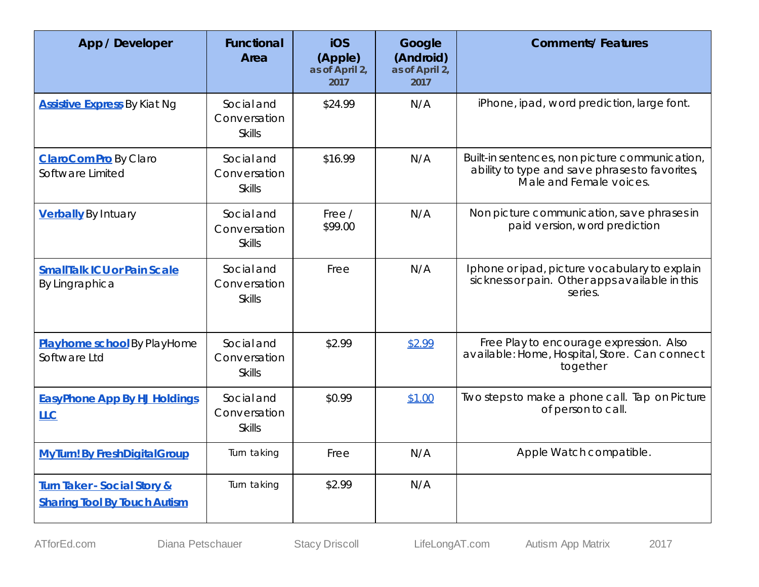| App / Developer | Functional Area | iOS (Apple) as of April 2, 2017 | Google (Android) as of April 2, 2017 | Comments/ Features |
|---|---|---|---|---|
| **Assistive Express** By Kiat Ng | Social and Conversation Skills | $24.99 | N/A | iPhone, ipad, word prediction, large font. |
| **ClaroComPro** By Claro Software Limited | Social and Conversation Skills | $16.99 | N/A | Built-in sentences, non picture communication, ability to type and save phrases to favorites, Male and Female voices. |
| **Verbally** By Intuary | Social and Conversation Skills | Free / $99.00 | N/A | Non picture communication, save phrases in paid version, word prediction |
| **SmallTalk ICU or Pain Scale** By Lingraphica | Social and Conversation Skills | Free | N/A | Iphone or ipad, picture vocabulary to explain sickness or pain. Other apps available in this series. |
| **Playhome school** By PlayHome Software Ltd | Social and Conversation Skills | $2.99 | $2.99 | Free Play to encourage expression. Also available: Home, Hospital, Store. Can connect together |
| **EasyPhone App By HJ Holdings LLC** | Social and Conversation Skills | $0.99 | $1.00 | Two steps to make a phone call. Tap on Picture of person to call. |
| **MyTurn! By FreshDigitalGroup** | Turn taking | Free | N/A | Apple Watch compatible. |
| **Turn Taker - Social Story & Sharing Tool By Touch Autism** | Turn taking | $2.99 | N/A | |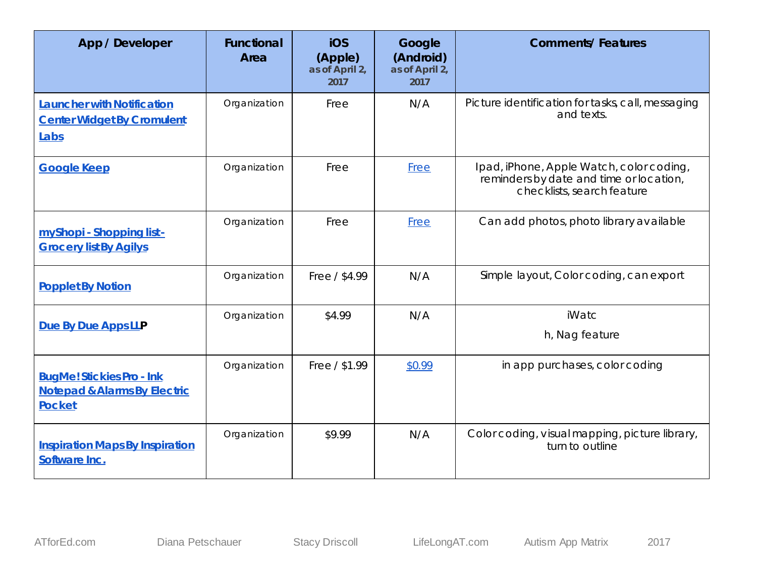| App / Developer | Functional Area | iOS (Apple) as of April 2, 2017 | Google (Android) as of April 2, 2017 | Comments/ Features |
|---|---|---|---|---|
| Launcher with Notification Center Widget By Cromulent Labs | Organization | Free | N/A | Picture identification for tasks, call, messaging and texts. |
| Google Keep | Organization | Free | Free | Ipad, iPhone, Apple Watch, color coding, reminders by date and time or location, checklists, search feature |
| myShopi - Shopping list- Grocery list By Agilys | Organization | Free | Free | Can add photos, photo library available |
| Popplet By Notion | Organization | Free / $4.99 | N/A | Simple layout, Color coding, can export |
| Due By Due Apps LLP | Organization | $4.99 | N/A | iWatc<br>h, Nag feature |
| BugMe! Stickies Pro - Ink Notepad & Alarms By Electric Pocket | Organization | Free / $1.99 | $0.99 | in app purchases, color coding |
| Inspiration Maps By Inspiration Software Inc. | Organization | $9.99 | N/A | Color coding, visual mapping, picture library, turn to outline |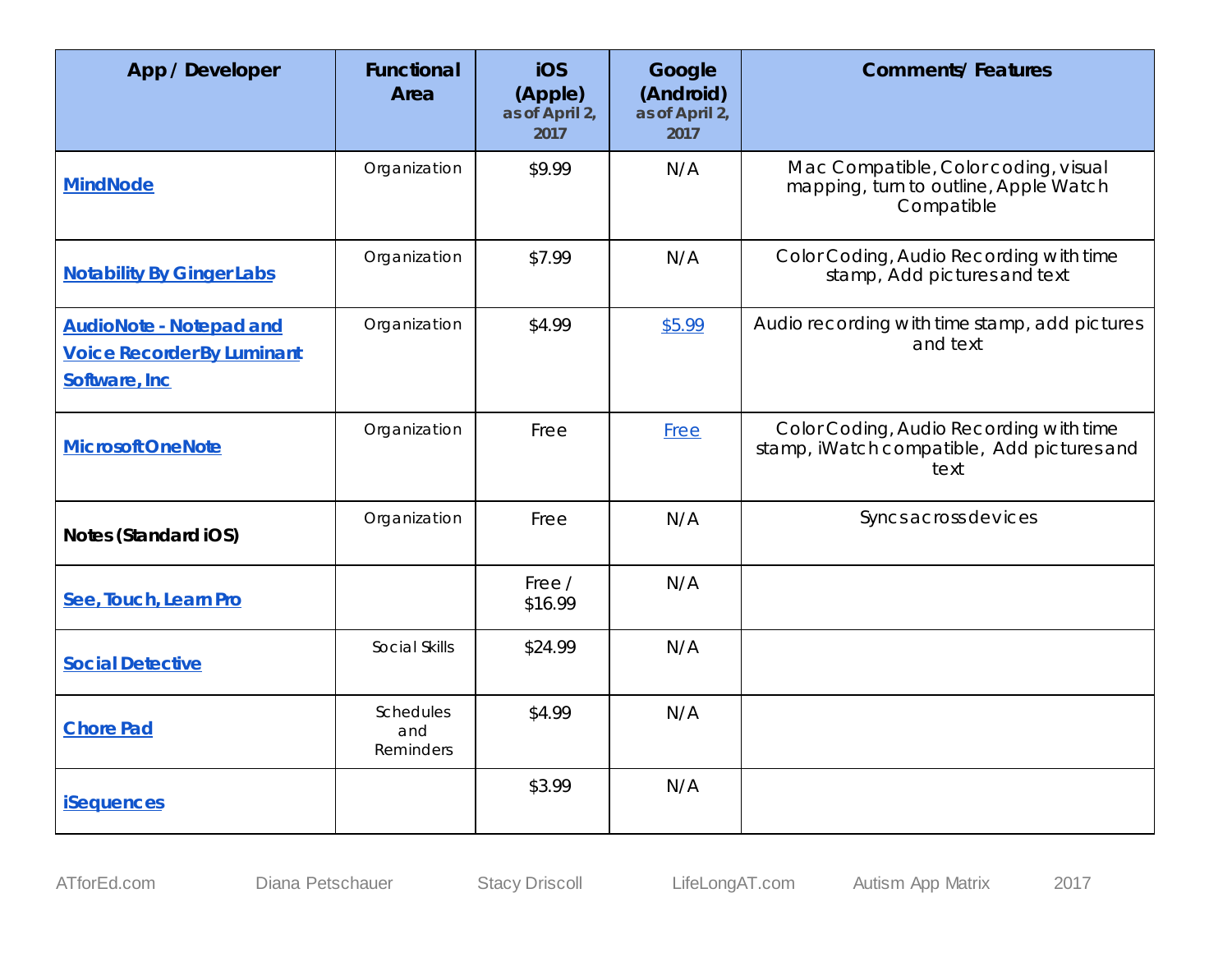| App / Developer | Functional Area | iOS (Apple) as of April 2, 2017 | Google (Android) as of April 2, 2017 | Comments/ Features |
|---|---|---|---|---|
| **MindNode** | Organization | $9.99 | N/A | Mac Compatible, Color coding, visual mapping, turn to outline, Apple Watch Compatible |
| **Notability By Ginger Labs** | Organization | $7.99 | N/A | Color Coding, Audio Recording with time stamp, Add pictures and text |
| **AudioNote - Notepad and Voice Recorder By Luminant Software, Inc** | Organization | $4.99 | $5.99 | Audio recording with time stamp, add pictures and text |
| **Microsoft OneNote** | Organization | Free | Free | Color Coding, Audio Recording with time stamp, iWatch compatible, Add pictures and text |
| **Notes (Standard iOS)** | Organization | Free | N/A | Syncs across devices |
| **See, Touch, Learn Pro** | | Free / $16.99 | N/A | |
| **Social Detective** | Social Skills | $24.99 | N/A | |
| **Chore Pad** | Schedules and Reminders | $4.99 | N/A | |
| **iSequences** | | $3.99 | N/A | |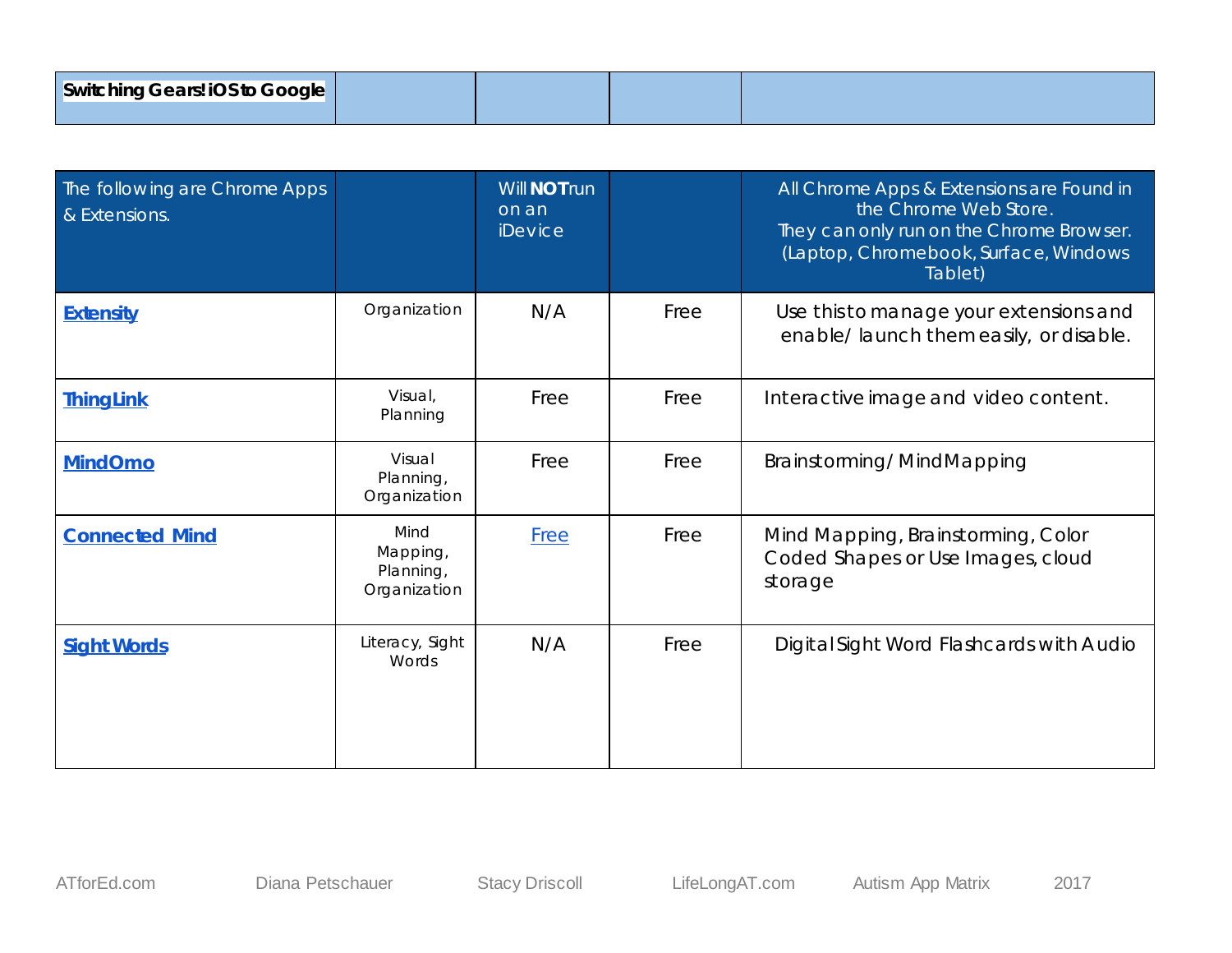| **Switching Gears! iOS to Google** | | | | |
|---|---|---|---|---|
| The following are Chrome Apps & Extensions. | | Will **NOT** run on an iDevice | | All Chrome Apps & Extensions are Found in the Chrome Web Store. They can only run on the Chrome Browser. (Laptop, Chromebook, Surface, Windows Tablet) |
| **Extensity** | Organization | N/A | Free | Use this to manage your extensions and enable/ launch them easily, or disable. |
| **ThingLink** | Visual, Planning | Free | Free | Interactive image and video content. |
| **MindOmo** | Visual Planning, Organization | Free | Free | Brainstorming/ Mind Mapping |
| **Connected Mind** | Mind Mapping, Planning, Organization | Free | Free | Mind Mapping, Brainstorming, Color Coded Shapes or Use Images, cloud storage |
| **Sight Words** | Literacy, Sight Words | N/A | Free | Digital Sight Word Flashcards with Audio |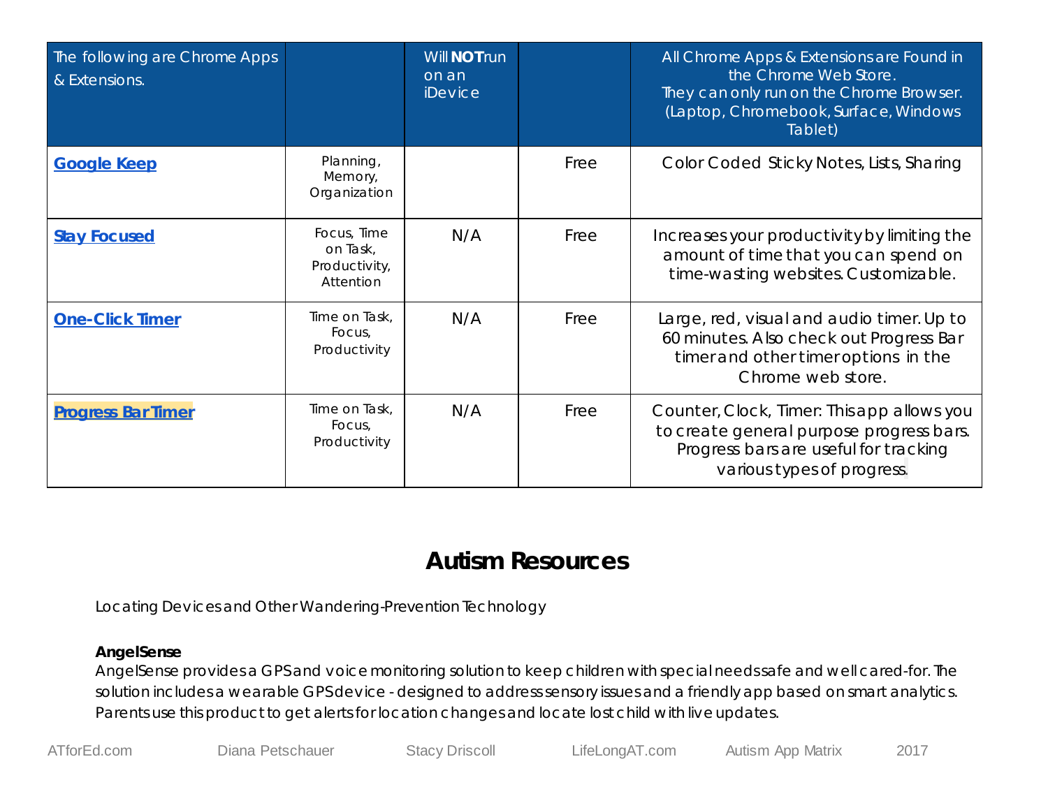| The following are Chrome Apps & Extensions. | | Will **NOT** run on an iDevice | | All Chrome Apps & Extensions are Found in the Chrome Web Store. They can only run on the Chrome Browser. (Laptop, Chromebook, Surface, Windows Tablet) |
|---|---|---|---|---|
| **Google Keep** | Planning, Memory, Organization | | Free | Color Coded Sticky Notes, Lists, Sharing |
| **Stay Focused** | Focus, Time on Task, Productivity, Attention | N/A | Free | Increases your productivity by limiting the amount of time that you can spend on time-wasting websites. Customizable. |
| **One-Click Timer** | Time on Task, Focus, Productivity | N/A | Free | Large, red, visual and audio timer. Up to 60 minutes. Also check out Progress Bar timer and other timer options in the Chrome web store. |
| **Progress Bar Timer** | Time on Task, Focus, Productivity | N/A | Free | Counter, Clock, Timer: This app allows you to create general purpose progress bars. Progress bars are useful for tracking various types of progress. |

## Autism Resources

Locating Devices and Other Wandering-Prevention Technology

**AngelSense**
AngelSense provides a GPS and voice monitoring solution to keep children with special needs safe and well cared-for. The solution includes a wearable GPS device - designed to address sensory issues and a friendly app based on smart analytics. Parents use this product to get alerts for location changes and locate lost child with live updates.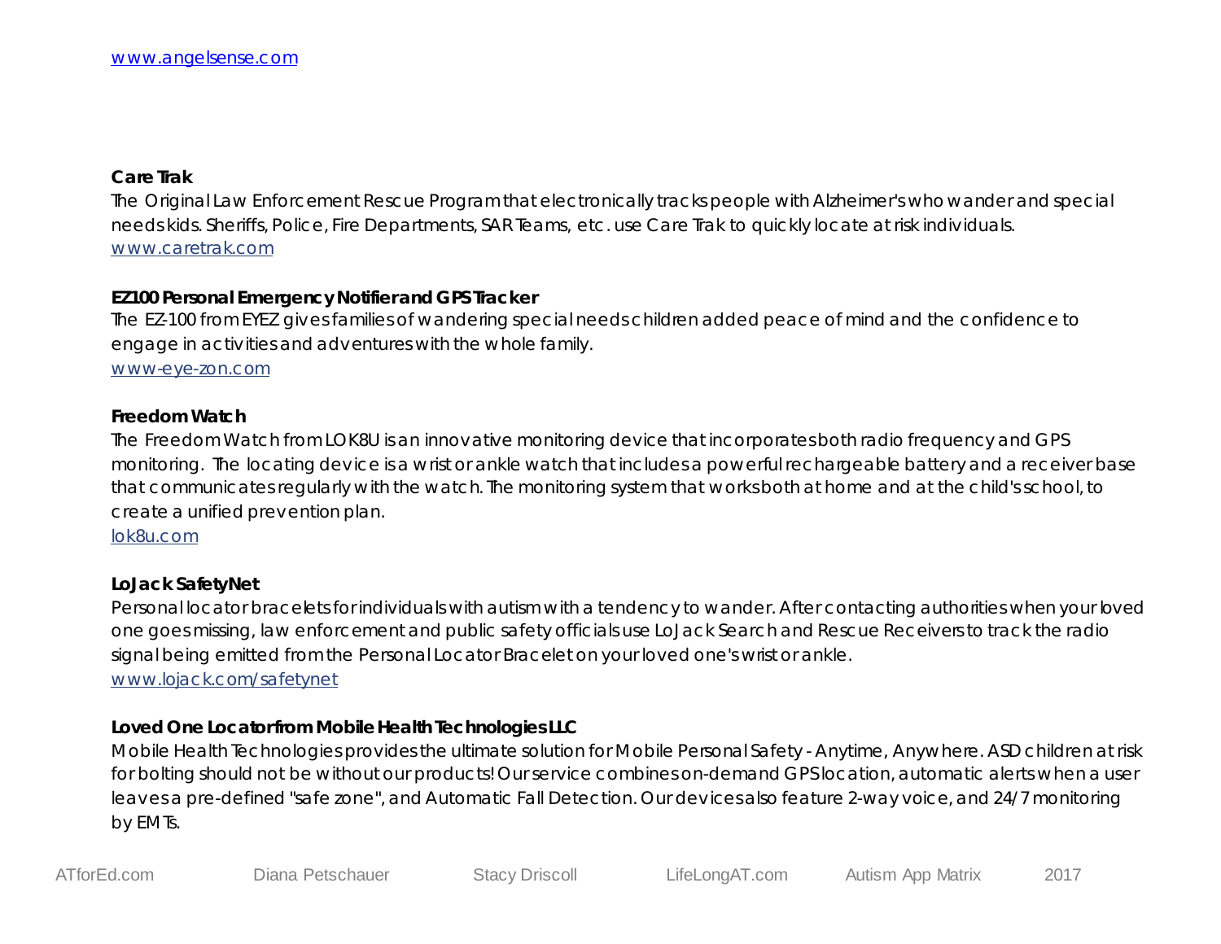www.angelsense.com

**Care Trak**

The Original Law Enforcement Rescue Program that electronically tracks people with Alzheimer's who wander and special needs kids. Sheriffs, Police, Fire Departments, SAR Teams, etc. use Care Trak to quickly locate at risk individuals.
www.caretrak.com

**EZ100 Personal Emergency Notifier and GPS Tracker**

The EZ-100 from EYEZ gives families of wandering special needs children added peace of mind and the confidence to engage in activities and adventures with the whole family.
www-eye-zon.com

**Freedom Watch**

The Freedom Watch from LOK8U is an innovative monitoring device that incorporates both radio frequency and GPS monitoring. The locating device is a wrist or ankle watch that includes a powerful rechargeable battery and a receiver base that communicates regularly with the watch. The monitoring system that works both at home and at the child's school, to create a unified prevention plan.
lok8u.com

**LoJack SafetyNet**

Personal locator bracelets for individuals with autism with a tendency to wander. After contacting authorities when your loved one goes missing, law enforcement and public safety officials use LoJack Search and Rescue Receivers to track the radio signal being emitted from the Personal Locator Bracelet on your loved one's wrist or ankle.
www.lojack.com/safetynet

**Loved One Locator from Mobile Health Technologies LLC**

Mobile Health Technologies provides the ultimate solution for Mobile Personal Safety - Anytime, Anywhere. ASD children at risk for bolting should not be without our products! Our service combines on-demand GPS location, automatic alerts when a user leaves a pre-defined "safe zone", and Automatic Fall Detection. Our devices also feature 2-way voice, and 24/7 monitoring by EMTs.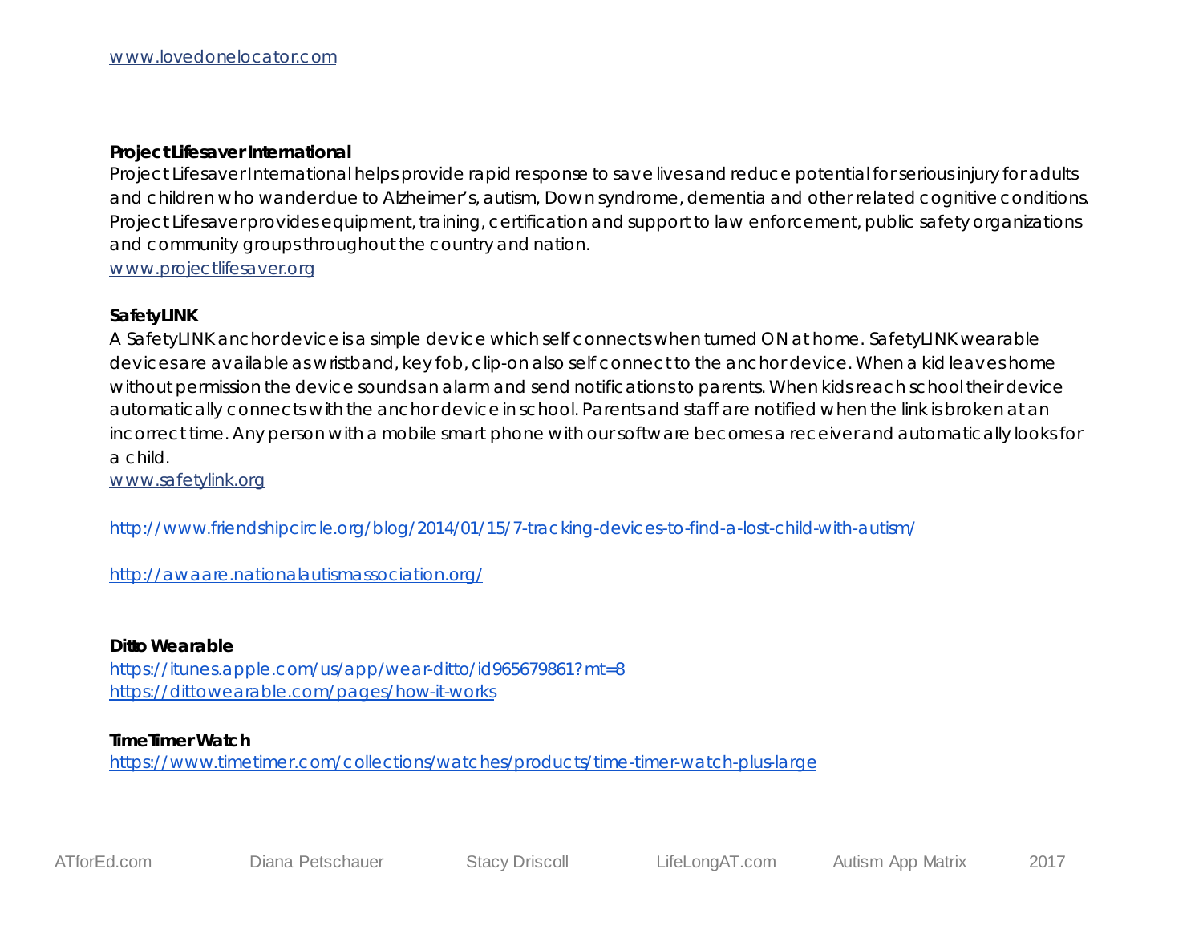www.lovedonelocator.com

**Project Lifesaver International**

Project Lifesaver International helps provide rapid response to save lives and reduce potential for serious injury for adults and children who wander due to Alzheimer's, autism, Down syndrome, dementia and other related cognitive conditions. Project Lifesaver provides equipment, training, certification and support to law enforcement, public safety organizations and community groups throughout the country and nation.
www.projectlifesaver.org

**SafetyLINK**

A SafetyLINK anchor device is a simple device which self connects when turned ON at home. SafetyLINK wearable devices are available as wristband, key fob, clip-on also self connect to the anchor device. When a kid leaves home without permission the device sounds an alarm and send notifications to parents. When kids reach school their device automatically connects with the anchor device in school. Parents and staff are notified when the link is broken at an incorrect time. Any person with a mobile smart phone with our software becomes a receiver and automatically looks for a child.
www.safetylink.org

http://www.friendshipcircle.org/blog/2014/01/15/7-tracking-devices-to-find-a-lost-child-with-autism/

http://awaare.nationalautismassociation.org/

**Ditto Wearable**

https://itunes.apple.com/us/app/wear-ditto/id965679861?mt=8
https://dittowearable.com/pages/how-it-works

**Time Timer Watch**

https://www.timetimer.com/collections/watches/products/time-timer-watch-plus-large